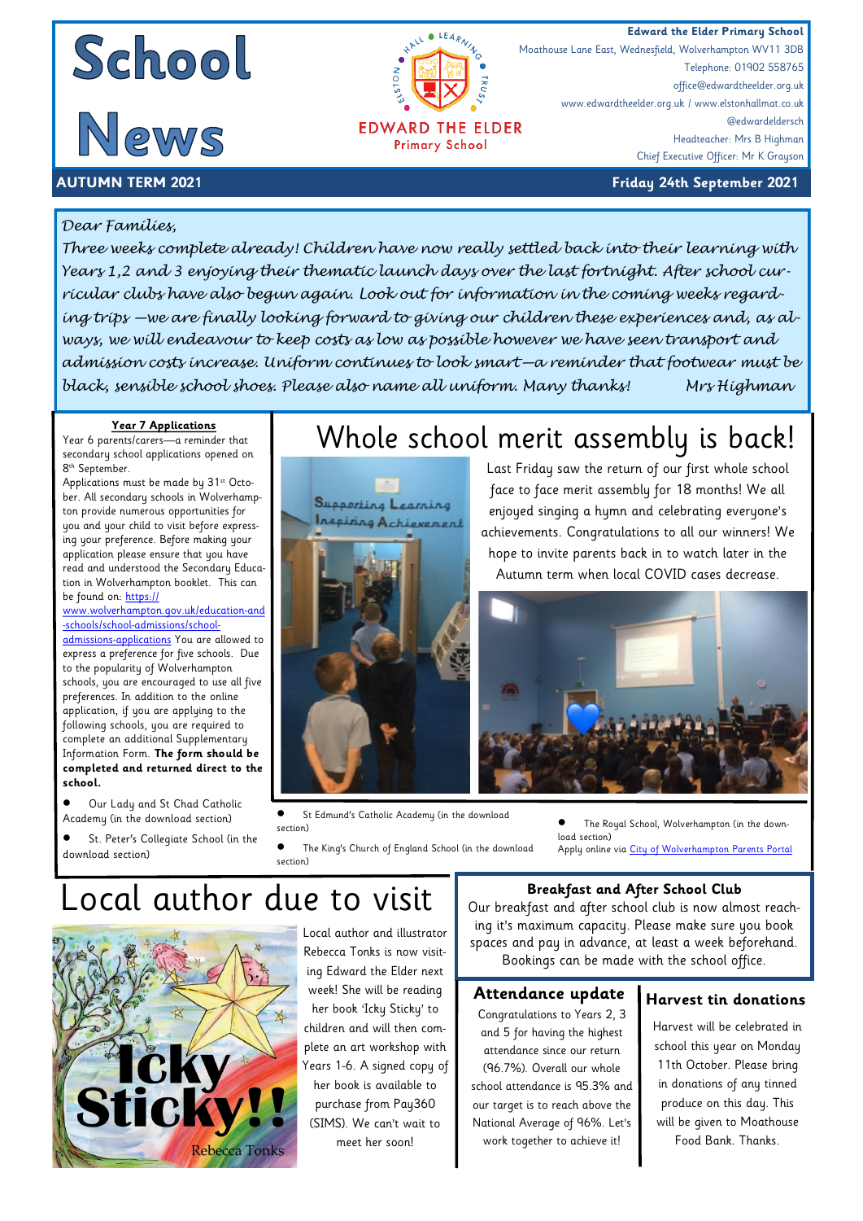# School News

**Edward the Elder Primary School**
Moathouse Lane East, Wednesfield, Wolverhampton WV11 3DB
Telephone: 01902 558765
office@edwardtheelder.org.uk
www.edwardtheelder.org.uk / www.elstonhallmat.co.uk
@edwardeldersch
Headteacher: Mrs B Highman
Chief Executive Officer: Mr K Grayson

**AUTUMN TERM 2021** — **Friday 24th September 2021**

*Dear Families,*

*Three weeks complete already! Children have now really settled back into their learning with Years 1,2 and 3 enjoying their thematic launch days over the last fortnight. After school curricular clubs have also begun again. Look out for information in the coming weeks regarding trips —we are finally looking forward to giving our children these experiences and, as always, we will endeavour to keep costs as low as possible however we have seen transport and admission costs increase. Uniform continues to look smart—a reminder that footwear must be black, sensible school shoes. Please also name all uniform. Many thanks! Mrs Highman*

### Year 7 Applications

Year 6 parents/carers—a reminder that secondary school applications opened on 8th September.

Applications must be made by 31st October. All secondary schools in Wolverhampton provide numerous opportunities for you and your child to visit before expressing your preference. Before making your application please ensure that you have read and understood the Secondary Education in Wolverhampton booklet. This can be found on: https://www.wolverhampton.gov.uk/education-and-schools/school-admissions/school-admissions-applications You are allowed to express a preference for five schools. Due to the popularity of Wolverhampton schools, you are encouraged to use all five preferences. In addition to the online application, if you are applying to the following schools, you are required to complete an additional Supplementary Information Form. **The form should be completed and returned direct to the school.**

- Our Lady and St Chad Catholic Academy (in the download section)
- St. Peter's Collegiate School (in the download section)
- St Edmund's Catholic Academy (in the download section)
- The King's Church of England School (in the download section)
- The Royal School, Wolverhampton (in the download section)

Apply online via City of Wolverhampton Parents Portal

## Whole school merit assembly is back!

Last Friday saw the return of our first whole school face to face merit assembly for 18 months! We all enjoyed singing a hymn and celebrating everyone's achievements. Congratulations to all our winners! We hope to invite parents back in to watch later in the Autumn term when local COVID cases decrease.

## Local author due to visit

Local author and illustrator Rebecca Tonks is now visiting Edward the Elder next week! She will be reading her book 'Icky Sticky' to children and will then complete an art workshop with Years 1-6. A signed copy of her book is available to purchase from Pay360 (SIMS). We can't wait to meet her soon!

### Breakfast and After School Club

Our breakfast and after school club is now almost reaching it's maximum capacity. Please make sure you book spaces and pay in advance, at least a week beforehand. Bookings can be made with the school office.

### Attendance update

Congratulations to Years 2, 3 and 5 for having the highest attendance since our return (96.7%). Overall our whole school attendance is 95.3% and our target is to reach above the National Average of 96%. Let's work together to achieve it!

### Harvest tin donations

Harvest will be celebrated in school this year on Monday 11th October. Please bring in donations of any tinned produce on this day. This will be given to Moathouse Food Bank. Thanks.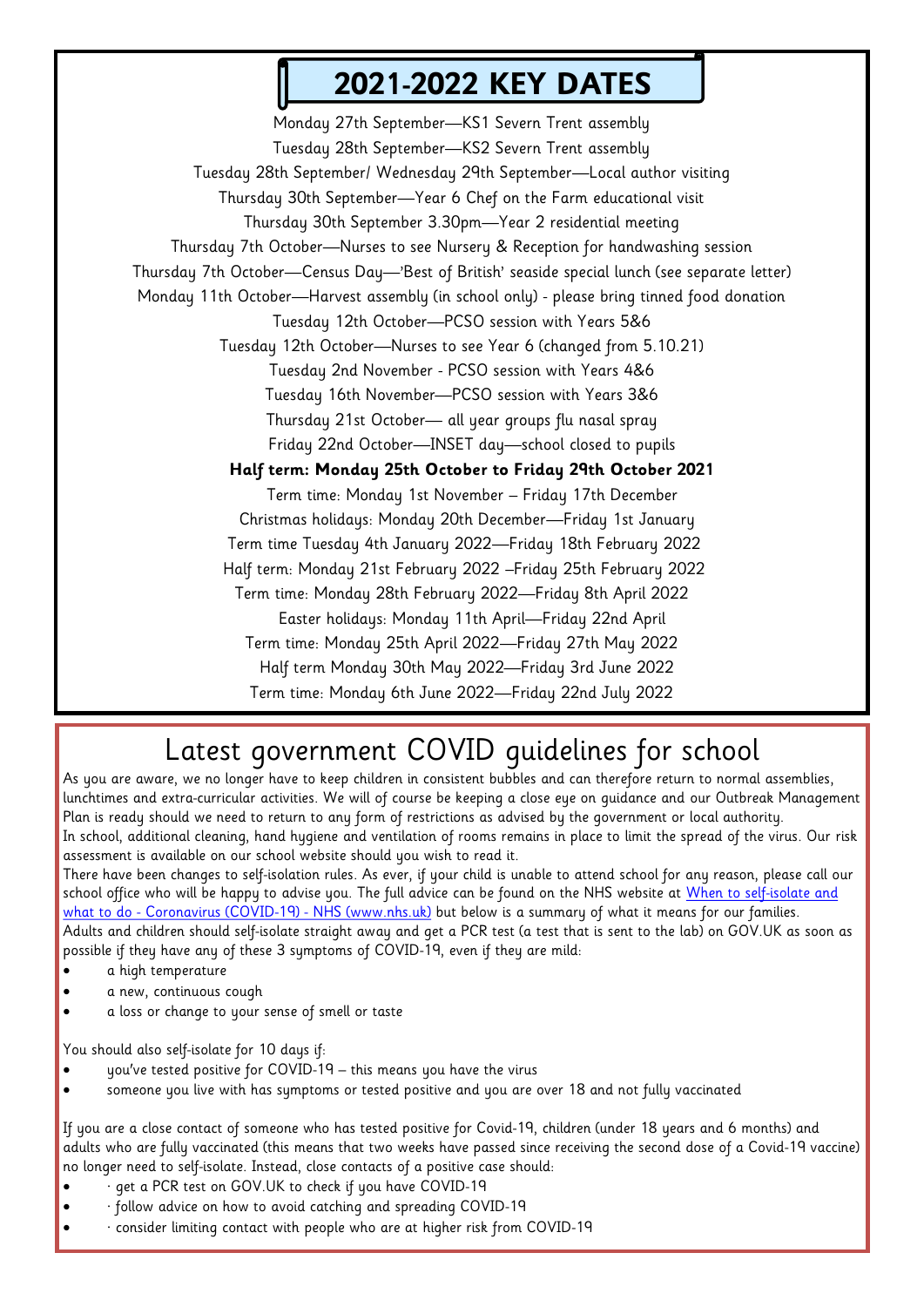# 2021-2022 KEY DATES

Monday 27th September—KS1 Severn Trent assembly

Tuesday 28th September—KS2 Severn Trent assembly

Tuesday 28th September/ Wednesday 29th September—Local author visiting

Thursday 30th September—Year 6 Chef on the Farm educational visit

Thursday 30th September 3.30pm—Year 2 residential meeting

Thursday 7th October—Nurses to see Nursery & Reception for handwashing session

Thursday 7th October—Census Day—'Best of British' seaside special lunch (see separate letter)

Monday 11th October—Harvest assembly (in school only) - please bring tinned food donation

Tuesday 12th October—PCSO session with Years 5&6

Tuesday 12th October—Nurses to see Year 6 (changed from 5.10.21)

Tuesday 2nd November - PCSO session with Years 4&6

Tuesday 16th November—PCSO session with Years 3&6

Thursday 21st October— all year groups flu nasal spray

Friday 22nd October—INSET day—school closed to pupils

**Half term: Monday 25th October to Friday 29th October 2021**

Term time: Monday 1st November – Friday 17th December

Christmas holidays: Monday 20th December—Friday 1st January

Term time Tuesday 4th January 2022—Friday 18th February 2022

Half term: Monday 21st February 2022 –Friday 25th February 2022

Term time: Monday 28th February 2022—Friday 8th April 2022

Easter holidays: Monday 11th April—Friday 22nd April

Term time: Monday 25th April 2022—Friday 27th May 2022

Half term Monday 30th May 2022—Friday 3rd June 2022

Term time: Monday 6th June 2022—Friday 22nd July 2022

# Latest government COVID guidelines for school

As you are aware, we no longer have to keep children in consistent bubbles and can therefore return to normal assemblies, lunchtimes and extra-curricular activities. We will of course be keeping a close eye on guidance and our Outbreak Management Plan is ready should we need to return to any form of restrictions as advised by the government or local authority.

In school, additional cleaning, hand hygiene and ventilation of rooms remains in place to limit the spread of the virus. Our risk assessment is available on our school website should you wish to read it.

There have been changes to self-isolation rules. As ever, if your child is unable to attend school for any reason, please call our school office who will be happy to advise you. The full advice can be found on the NHS website at When to self-isolate and what to do - Coronavirus (COVID-19) - NHS (www.nhs.uk) but below is a summary of what it means for our families.

Adults and children should self-isolate straight away and get a PCR test (a test that is sent to the lab) on GOV.UK as soon as possible if they have any of these 3 symptoms of COVID-19, even if they are mild:

- a high temperature
- a new, continuous cough
- a loss or change to your sense of smell or taste

You should also self-isolate for 10 days if:

- you've tested positive for COVID-19 – this means you have the virus
- someone you live with has symptoms or tested positive and you are over 18 and not fully vaccinated

If you are a close contact of someone who has tested positive for Covid-19, children (under 18 years and 6 months) and adults who are fully vaccinated (this means that two weeks have passed since receiving the second dose of a Covid-19 vaccine) no longer need to self-isolate. Instead, close contacts of a positive case should:

- · get a PCR test on GOV.UK to check if you have COVID-19
- · follow advice on how to avoid catching and spreading COVID-19
- · consider limiting contact with people who are at higher risk from COVID-19